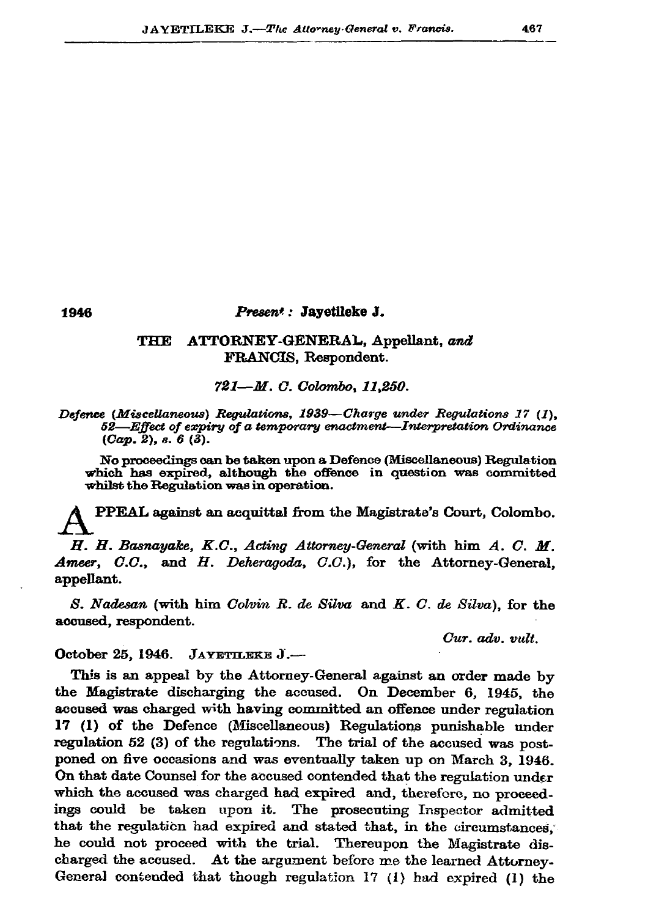1946

*Present* : **Jayetileke J.**

**THE ATTORNEY-GENERAL, Appellant, *and* FRANCIS, Respondent.**

*721—M. C. Colombo, 11,250.*

*Defence (Miscellaneous) Regulations, 1939—Charge under Regulations 17 (1), 52—Effect of expiry of a temporary enactment—Interpretation Ordinance (Cap. 2), s. 6 (3).*

No proceedings can be taken upon a Defence (Miscellaneous) Regulation which has expired, although the offence in question was committed whilst the Regulation was in operation.

**A**PPEAL against an acquittal from the Magistrate's Court, Colombo.

*H. H. Basnayake, K.C., Acting Attorney-General* (with him *A. C. M. Ameer, C.C.*, and *H. Deheragoda, C.C.*), for the Attorney-General, appellant.

*S. Nadesan* (with him *Colvin R. de Silva* and *K. C. de Silva*), for the accused, respondent.

*Cur. adv. vult.*

October 25, 1946. JAYETILEKE J.—

This is an appeal by the Attorney-General against an order made by the Magistrate discharging the accused. On December 6, 1945, the accused was charged with having committed an offence under regulation 17 (1) of the Defence (Miscellaneous) Regulations punishable under regulation 52 (3) of the regulations. The trial of the accused was postponed on five occasions and was eventually taken up on March 3, 1946. On that date Counsel for the accused contended that the regulation under which the accused was charged had expired and, therefore, no proceedings could be taken upon it. The prosecuting Inspector admitted that the regulation had expired and stated that, in the circumstances, he could not proceed with the trial. Thereupon the Magistrate discharged the accused. At the argument before me the learned Attorney-General contended that though regulation 17 (1) had expired (1) the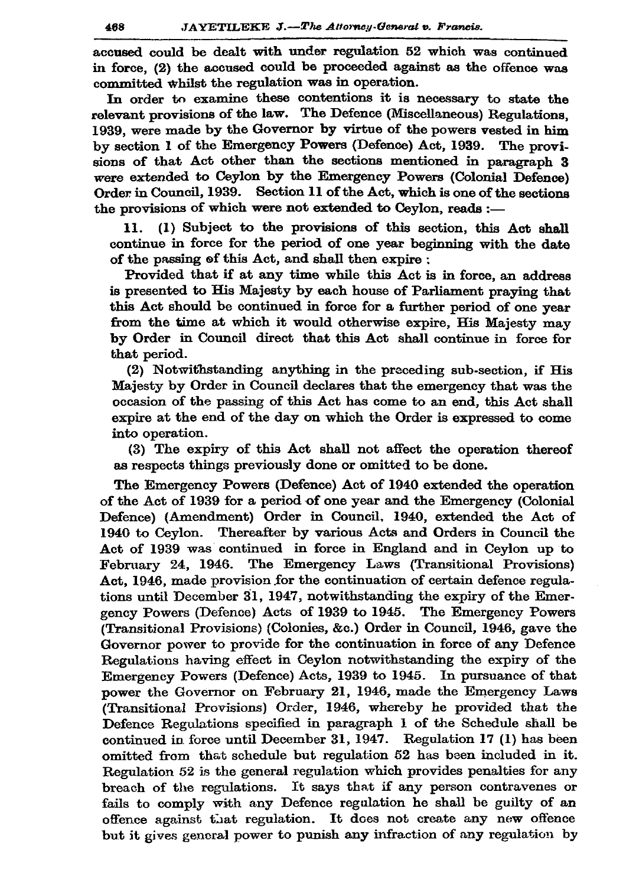accused could be dealt with under regulation 52 which was continued in force, (2) the accused could be proceeded against as the offence was committed whilst the regulation was in operation.

In order to examine these contentions it is necessary to state the relevant provisions of the law. The Defence (Miscellaneous) Regulations, 1939, were made by the Governor by virtue of the powers vested in him by section 1 of the Emergency Powers (Defence) Act, 1939. The provisions of that Act other than the sections mentioned in paragraph 3 were extended to Ceylon by the Emergency Powers (Colonial Defence) Order in Council, 1939. Section 11 of the Act, which is one of the sections the provisions of which were not extended to Ceylon, reads :—

11. (1) Subject to the provisions of this section, this Act shall continue in force for the period of one year beginning with the date of the passing of this Act, and shall then expire :

Provided that if at any time while this Act is in force, an address is presented to His Majesty by each house of Parliament praying that this Act should be continued in force for a further period of one year from the time at which it would otherwise expire, His Majesty may by Order in Council direct that this Act shall continue in force for that period.

(2) Notwithstanding anything in the preceding sub-section, if His Majesty by Order in Council declares that the emergency that was the occasion of the passing of this Act has come to an end, this Act shall expire at the end of the day on which the Order is expressed to come into operation.

(3) The expiry of this Act shall not affect the operation thereof as respects things previously done or omitted to be done.

The Emergency Powers (Defence) Act of 1940 extended the operation of the Act of 1939 for a period of one year and the Emergency (Colonial Defence) (Amendment) Order in Council, 1940, extended the Act of 1940 to Ceylon. Thereafter by various Acts and Orders in Council the Act of 1939 was continued in force in England and in Ceylon up to February 24, 1946. The Emergency Laws (Transitional Provisions) Act, 1946, made provision for the continuation of certain defence regulations until December 31, 1947, notwithstanding the expiry of the Emergency Powers (Defence) Acts of 1939 to 1945. The Emergency Powers (Transitional Provisions) (Colonies, &c.) Order in Council, 1946, gave the Governor power to provide for the continuation in force of any Defence Regulations having effect in Ceylon notwithstanding the expiry of the Emergency Powers (Defence) Acts, 1939 to 1945. In pursuance of that power the Governor on February 21, 1946, made the Emergency Laws (Transitional Provisions) Order, 1946, whereby he provided that the Defence Regulations specified in paragraph 1 of the Schedule shall be continued in force until December 31, 1947. Regulation 17 (1) has been omitted from that schedule but regulation 52 has been included in it. Regulation 52 is the general regulation which provides penalties for any breach of the regulations. It says that if any person contravenes or fails to comply with any Defence regulation he shall be guilty of an offence against that regulation. It does not create any new offence but it gives general power to punish any infraction of any regulation by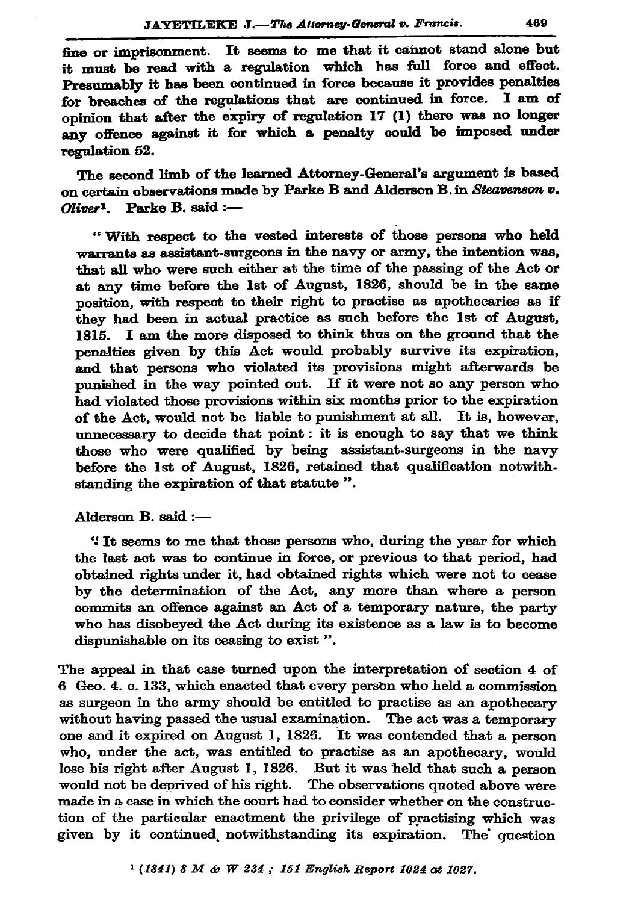fine or imprisonment. It seems to me that it cannot stand alone but it must be read with a regulation which has full force and effect. Presumably it has been continued in force because it provides penalties for breaches of the regulations that are continued in force. I am of opinion that after the expiry of regulation 17 (1) there was no longer any offence against it for which a penalty could be imposed under regulation 52.

The second limb of the learned Attorney-General's argument is based on certain observations made by Parke B and Alderson B. in *Steavenson v. Oliver*[1]. Parke B. said :—

> " With respect to the vested interests of those persons who held warrants as assistant-surgeons in the navy or army, the intention was, that all who were such either at the time of the passing of the Act or at any time before the 1st of August, 1826, should be in the same position, with respect to their right to practise as apothecaries as if they had been in actual practice as such before the 1st of August, 1815. I am the more disposed to think thus on the ground that the penalties given by this Act would probably survive its expiration, and that persons who violated its provisions might afterwards be punished in the way pointed out. If it were not so any person who had violated those provisions within six months prior to the expiration of the Act, would not be liable to punishment at all. It is, however, unnecessary to decide that point : it is enough to say that we think those who were qualified by being assistant-surgeons in the navy before the 1st of August, 1826, retained that qualification notwithstanding the expiration of that statute ".

Alderson B. said :—

> " It seems to me that those persons who, during the year for which the last act was to continue in force, or previous to that period, had obtained rights under it, had obtained rights which were not to cease by the determination of the Act, any more than where a person commits an offence against an Act of a temporary nature, the party who has disobeyed the Act during its existence as a law is to become dispunishable on its ceasing to exist ".

The appeal in that case turned upon the interpretation of section 4 of 6 Geo. 4. c. 133, which enacted that every person who held a commission as surgeon in the army should be entitled to practise as an apothecary without having passed the usual examination. The act was a temporary one and it expired on August 1, 1826. It was contended that a person who, under the act, was entitled to practise as an apothecary, would lose his right after August 1, 1826. But it was held that such a person would not be deprived of his right. The observations quoted above were made in a case in which the court had to consider whether on the construction of the particular enactment the privilege of practising which was given by it continued notwithstanding its expiration. The question

[1] *(1841) 8 M & W 234 ; 151 English Report 1024 at 1027.*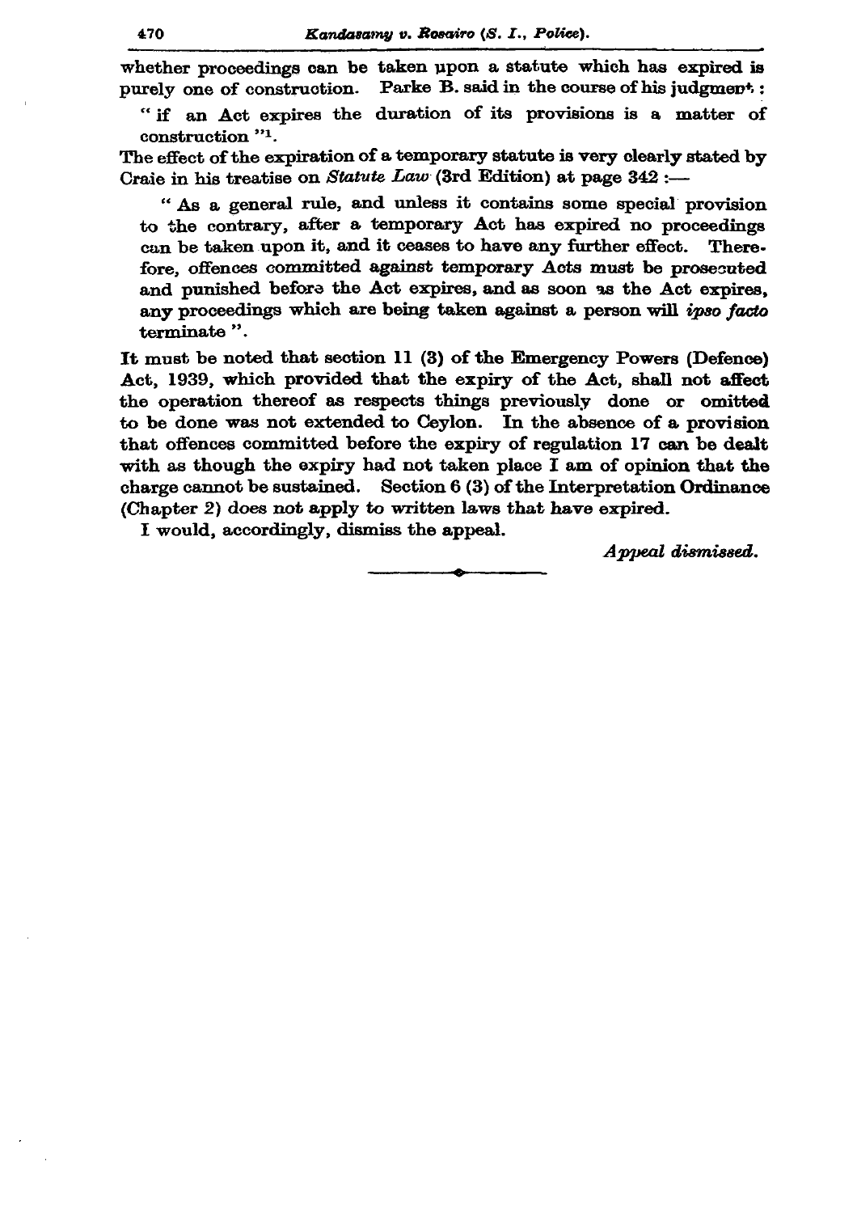whether proceedings can be taken upon a statute which has expired is purely one of construction. Parke B. said in the course of his judgment:

> "if an Act expires the duration of its provisions is a matter of construction "[1].

The effect of the expiration of a temporary statute is very clearly stated by Craie in his treatise on *Statute Law* (3rd Edition) at page 342 :—

> " As a general rule, and unless it contains some special provision to the contrary, after a temporary Act has expired no proceedings can be taken upon it, and it ceases to have any further effect. Therefore, offences committed against temporary Acts must be prosecuted and punished before the Act expires, and as soon as the Act expires, any proceedings which are being taken against a person will *ipso facto* terminate ".

It must be noted that section 11 (3) of the Emergency Powers (Defence) Act, 1939, which provided that the expiry of the Act, shall not affect the operation thereof as respects things previously done or omitted to be done was not extended to Ceylon. In the absence of a provision that offences committed before the expiry of regulation 17 can be dealt with as though the expiry had not taken place I am of opinion that the charge cannot be sustained. Section 6 (3) of the Interpretation Ordinance (Chapter 2) does not apply to written laws that have expired.

I would, accordingly, dismiss the appeal.

*Appeal dismissed.*